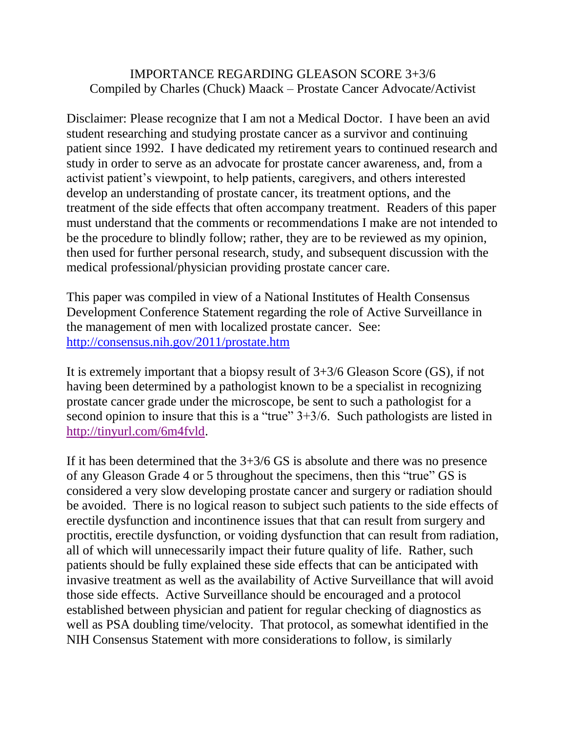# IMPORTANCE REGARDING GLEASON SCORE 3+3/6

Compiled by Charles (Chuck) Maack – Prostate Cancer Advocate/Activist

Disclaimer: Please recognize that I am not a Medical Doctor. I have been an avid student researching and studying prostate cancer as a survivor and continuing patient since 1992. I have dedicated my retirement years to continued research and study in order to serve as an advocate for prostate cancer awareness, and, from a activist patient's viewpoint, to help patients, caregivers, and others interested develop an understanding of prostate cancer, its treatment options, and the treatment of the side effects that often accompany treatment. Readers of this paper must understand that the comments or recommendations I make are not intended to be the procedure to blindly follow; rather, they are to be reviewed as my opinion, then used for further personal research, study, and subsequent discussion with the medical professional/physician providing prostate cancer care.

This paper was compiled in view of a National Institutes of Health Consensus Development Conference Statement regarding the role of Active Surveillance in the management of men with localized prostate cancer. See: http://consensus.nih.gov/2011/prostate.htm

It is extremely important that a biopsy result of 3+3/6 Gleason Score (GS), if not having been determined by a pathologist known to be a specialist in recognizing prostate cancer grade under the microscope, be sent to such a pathologist for a second opinion to insure that this is a "true" 3+3/6. Such pathologists are listed in http://tinyurl.com/6m4fvld.

If it has been determined that the 3+3/6 GS is absolute and there was no presence of any Gleason Grade 4 or 5 throughout the specimens, then this "true" GS is considered a very slow developing prostate cancer and surgery or radiation should be avoided. There is no logical reason to subject such patients to the side effects of erectile dysfunction and incontinence issues that that can result from surgery and proctitis, erectile dysfunction, or voiding dysfunction that can result from radiation, all of which will unnecessarily impact their future quality of life. Rather, such patients should be fully explained these side effects that can be anticipated with invasive treatment as well as the availability of Active Surveillance that will avoid those side effects. Active Surveillance should be encouraged and a protocol established between physician and patient for regular checking of diagnostics as well as PSA doubling time/velocity. That protocol, as somewhat identified in the NIH Consensus Statement with more considerations to follow, is similarly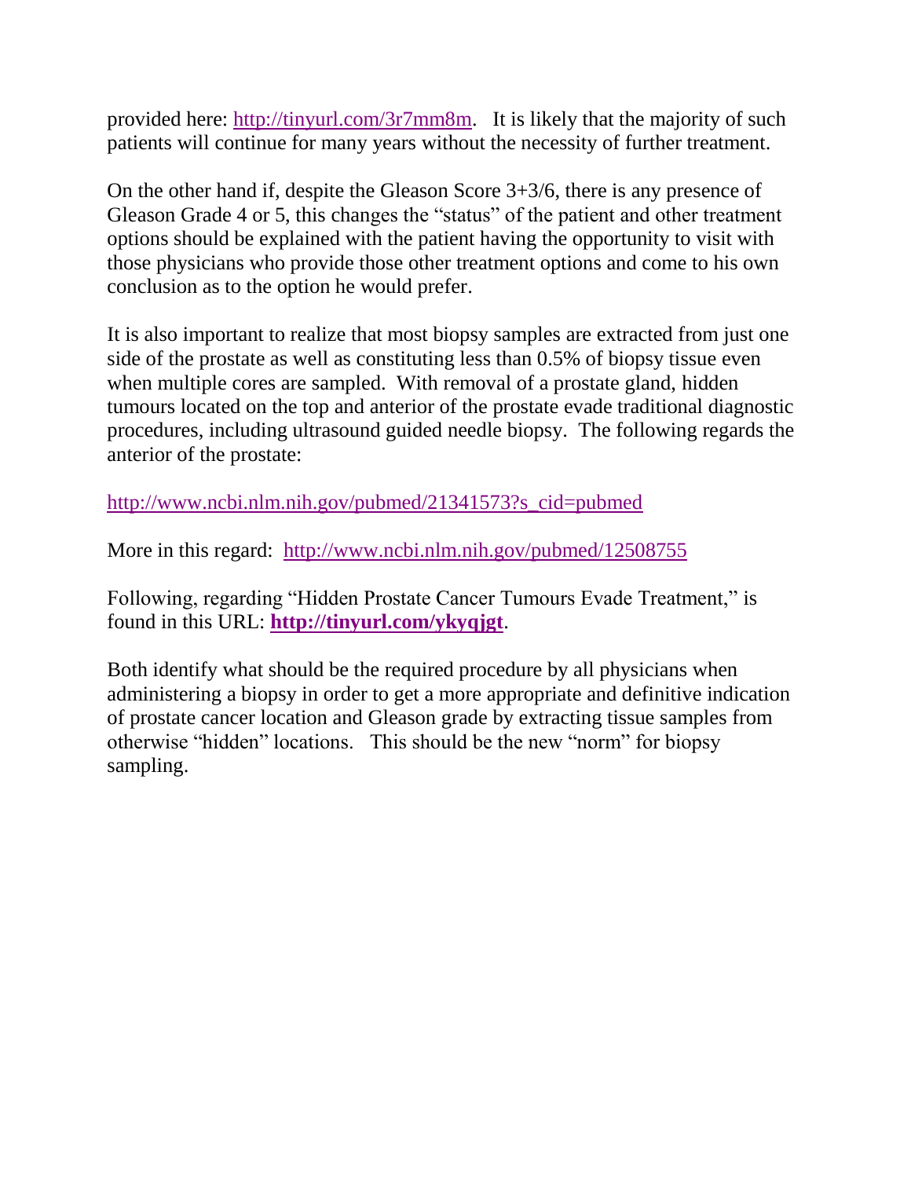provided here: http://tinyurl.com/3r7mm8m. It is likely that the majority of such patients will continue for many years without the necessity of further treatment.

On the other hand if, despite the Gleason Score 3+3/6, there is any presence of Gleason Grade 4 or 5, this changes the "status" of the patient and other treatment options should be explained with the patient having the opportunity to visit with those physicians who provide those other treatment options and come to his own conclusion as to the option he would prefer.

It is also important to realize that most biopsy samples are extracted from just one side of the prostate as well as constituting less than 0.5% of biopsy tissue even when multiple cores are sampled. With removal of a prostate gland, hidden tumours located on the top and anterior of the prostate evade traditional diagnostic procedures, including ultrasound guided needle biopsy. The following regards the anterior of the prostate:

http://www.ncbi.nlm.nih.gov/pubmed/21341573?s_cid=pubmed

More in this regard: http://www.ncbi.nlm.nih.gov/pubmed/12508755

Following, regarding "Hidden Prostate Cancer Tumours Evade Treatment," is found in this URL: **http://tinyurl.com/ykyqjgt**.

Both identify what should be the required procedure by all physicians when administering a biopsy in order to get a more appropriate and definitive indication of prostate cancer location and Gleason grade by extracting tissue samples from otherwise "hidden" locations. This should be the new "norm" for biopsy sampling.